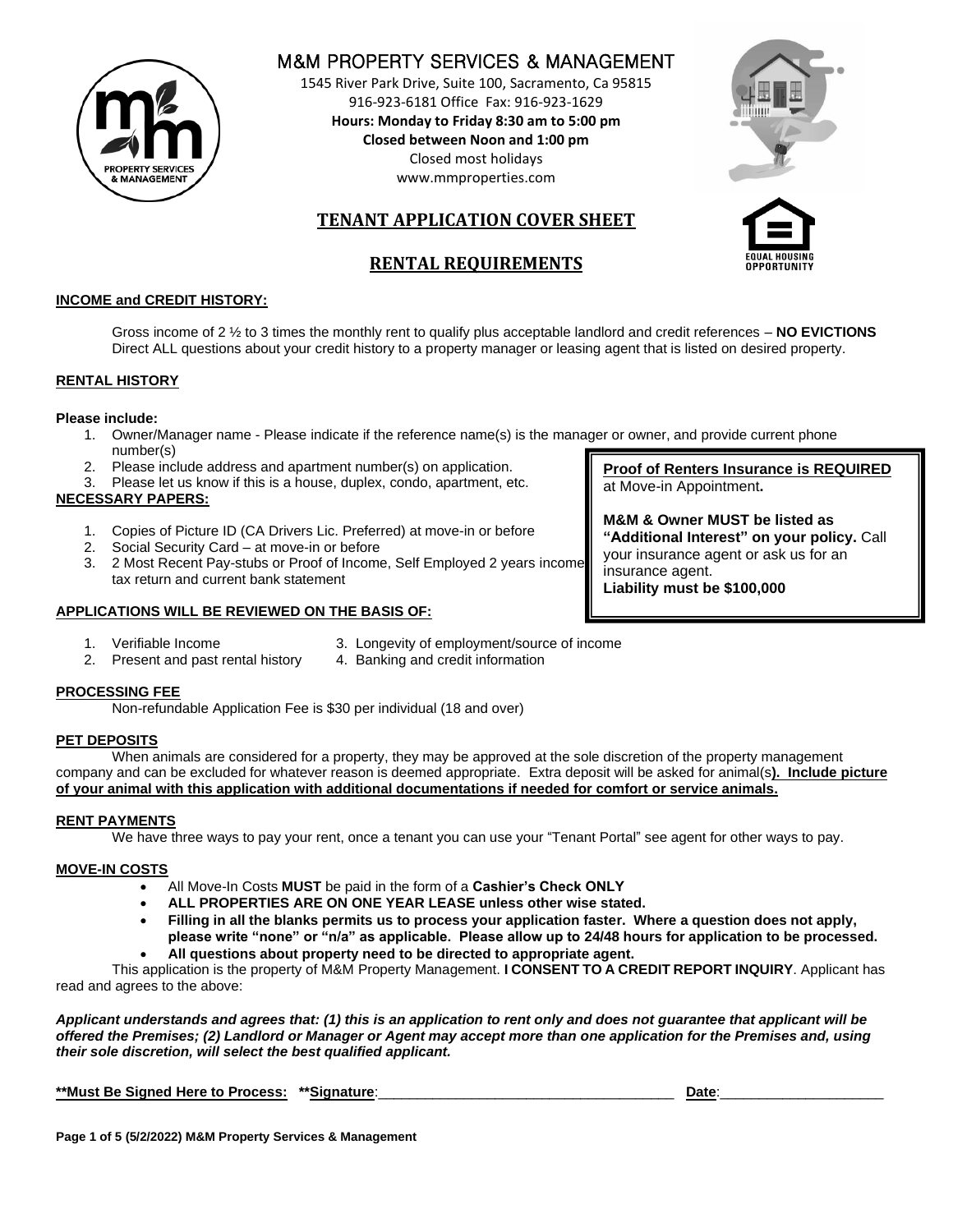# M&M PROPERTY SERVICES & MANAGEMENT

1545 River Park Drive, Suite 100, Sacramento, Ca 95815
916-923-6181 Office Fax: 916-923-1629
**Hours: Monday to Friday 8:30 am to 5:00 pm**
**Closed between Noon and 1:00 pm**
Closed most holidays
www.mmproperties.com

## TENANT APPLICATION COVER SHEET

## RENTAL REQUIREMENTS

**INCOME and CREDIT HISTORY:**

Gross income of 2 ½ to 3 times the monthly rent to qualify plus acceptable landlord and credit references – **NO EVICTIONS**
Direct ALL questions about your credit history to a property manager or leasing agent that is listed on desired property.

**RENTAL HISTORY**

**Please include:**

1. Owner/Manager name - Please indicate if the reference name(s) is the manager or owner, and provide current phone number(s)
2. Please include address and apartment number(s) on application.
3. Please let us know if this is a house, duplex, condo, apartment, etc.

**NECESSARY PAPERS:**

1. Copies of Picture ID (CA Drivers Lic. Preferred) at move-in or before
2. Social Security Card – at move-in or before
3. 2 Most Recent Pay-stubs or Proof of Income, Self Employed 2 years income tax return and current bank statement

**Proof of Renters Insurance is REQUIRED** at Move-in Appointment**.**

**M&M & Owner MUST be listed as "Additional Interest" on your policy.** Call your insurance agent or ask us for an insurance agent.
**Liability must be $100,000**

**APPLICATIONS WILL BE REVIEWED ON THE BASIS OF:**

1. Verifiable Income
2. Present and past rental history
3. Longevity of employment/source of income
4. Banking and credit information

**PROCESSING FEE**

Non-refundable Application Fee is $30 per individual (18 and over)

**PET DEPOSITS**

When animals are considered for a property, they may be approved at the sole discretion of the property management company and can be excluded for whatever reason is deemed appropriate. Extra deposit will be asked for animal(s**). Include picture of your animal with this application with additional documentations if needed for comfort or service animals.**

**RENT PAYMENTS**

We have three ways to pay your rent, once a tenant you can use your "Tenant Portal" see agent for other ways to pay.

**MOVE-IN COSTS**

- All Move-In Costs **MUST** be paid in the form of a **Cashier's Check ONLY**
- **ALL PROPERTIES ARE ON ONE YEAR LEASE unless other wise stated.**
- **Filling in all the blanks permits us to process your application faster. Where a question does not apply, please write "none" or "n/a" as applicable. Please allow up to 24/48 hours for application to be processed.**
- **All questions about property need to be directed to appropriate agent.**

This application is the property of M&M Property Management. **I CONSENT TO A CREDIT REPORT INQUIRY**. Applicant has read and agrees to the above:

***Applicant understands and agrees that: (1) this is an application to rent only and does not guarantee that applicant will be offered the Premises; (2) Landlord or Manager or Agent may accept more than one application for the Premises and, using their sole discretion, will select the best qualified applicant.***

**\*\*Must Be Signed Here to Process: \*\*Signature**:\_\_\_\_\_\_\_\_\_\_\_\_\_\_\_\_\_\_\_\_\_\_\_\_\_\_\_\_\_\_\_\_\_\_\_\_\_\_ **Date**:\_\_\_\_\_\_\_\_\_\_\_\_\_\_\_\_\_\_\_\_\_

**Page 1 of 5 (5/2/2022) M&M Property Services & Management**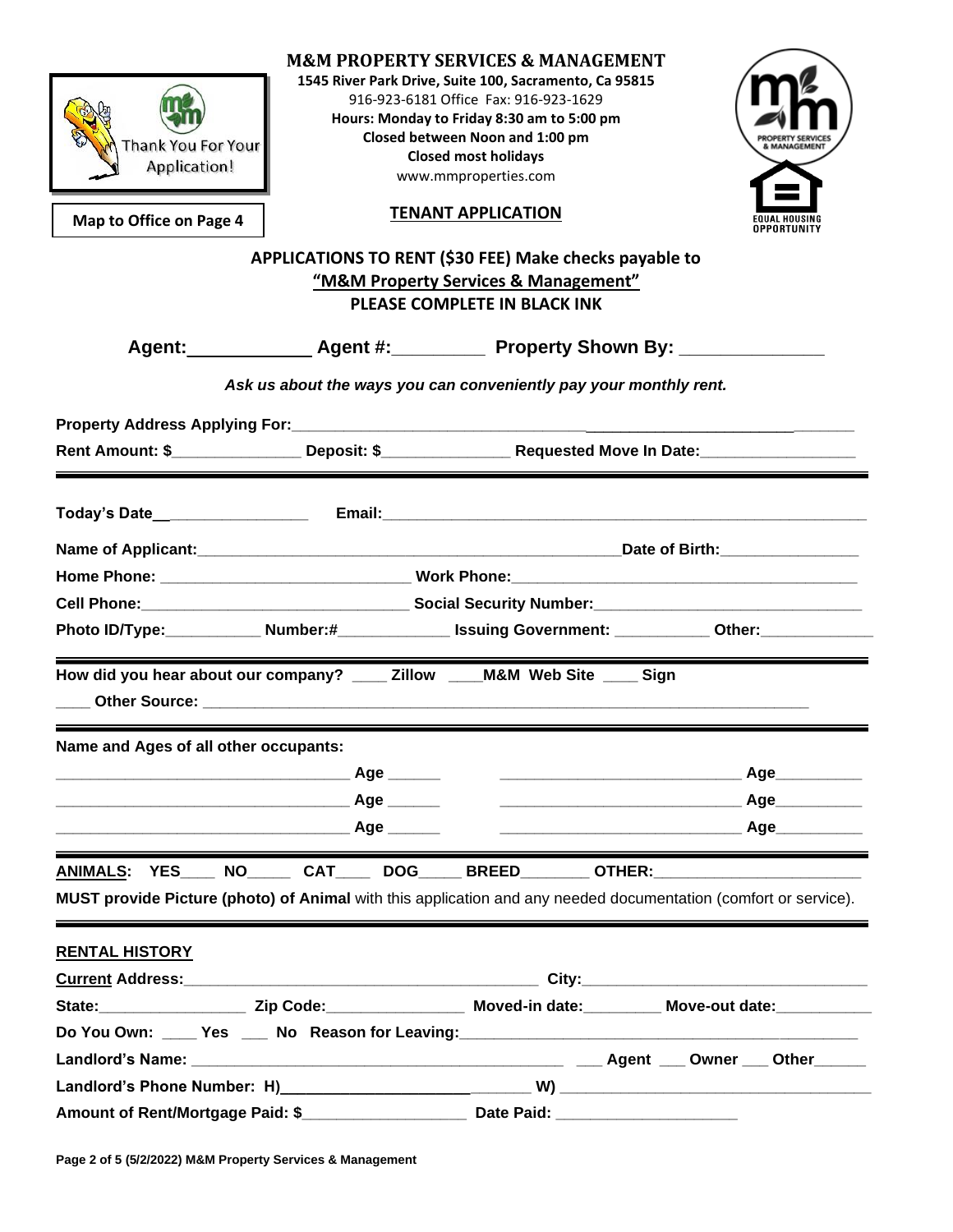Thank You For Your Application!

**Map to Office on Page 4**

**M&M PROPERTY SERVICES & MANAGEMENT**

**1545 River Park Drive, Suite 100, Sacramento, Ca 95815**

916-923-6181 Office Fax: 916-923-1629

**Hours: Monday to Friday 8:30 am to 5:00 pm**

**Closed between Noon and 1:00 pm**

**Closed most holidays**

www.mmproperties.com

**TENANT APPLICATION**

EQUAL HOUSING OPPORTUNITY

**APPLICATIONS TO RENT ($30 FEE) Make checks payable to**
**"M&M Property Services & Management"**
**PLEASE COMPLETE IN BLACK INK**

**Agent:____________ Agent #:_________ Property Shown By: ______________**

*Ask us about the ways you can conveniently pay your monthly rent.*

**Property Address Applying For:**_______________________________________________________________

**Rent Amount: $**_______________ **Deposit: $**_______________ **Requested Move In Date:**__________________

---

**Today's Date**__________________ **Email:**_______________________________________________________

**Name of Applicant:**_____________________________________________**Date of Birth:**________________

**Home Phone:** _____________________________ **Work Phone:**_________________________________________

**Cell Phone:**_______________________________ **Social Security Number:**______________________________

**Photo ID/Type:**___________ **Number:#**_____________ **Issuing Government:** ___________ **Other:**_____________

---

**How did you hear about our company?** ____ **Zillow** ____**M&M Web Site** ____ **Sign**

____ **Other Source:** ________________________________________________________________________

---

**Name and Ages of all other occupants:**

__________________________________ **Age** ______ ____________________________ **Age**__________

__________________________________ **Age** ______ ____________________________ **Age**__________

__________________________________ **Age** ______ ____________________________ **Age**__________

---

**ANIMALS: YES**____ **NO**_____ **CAT**____ **DOG**_____ **BREED**________ **OTHER:**_______________________

**MUST provide Picture (photo) of Animal** with this application and any needed documentation (comfort or service).

---

**RENTAL HISTORY**

**Current Address:**__________________________________________ **City:**_________________________________

**State:**_________________ **Zip Code:**________________ **Moved-in date:**_________ **Move-out date:**___________

**Do You Own:** ____ **Yes** ___ **No Reason for Leaving:**_______________________________________________

**Landlord's Name:** _____________________________________________ ___ **Agent** ___ **Owner** ___ **Other**______

**Landlord's Phone Number: H)**_____________________________ **W)** ___________________________________

**Amount of Rent/Mortgage Paid: $**___________________ **Date Paid:** _____________________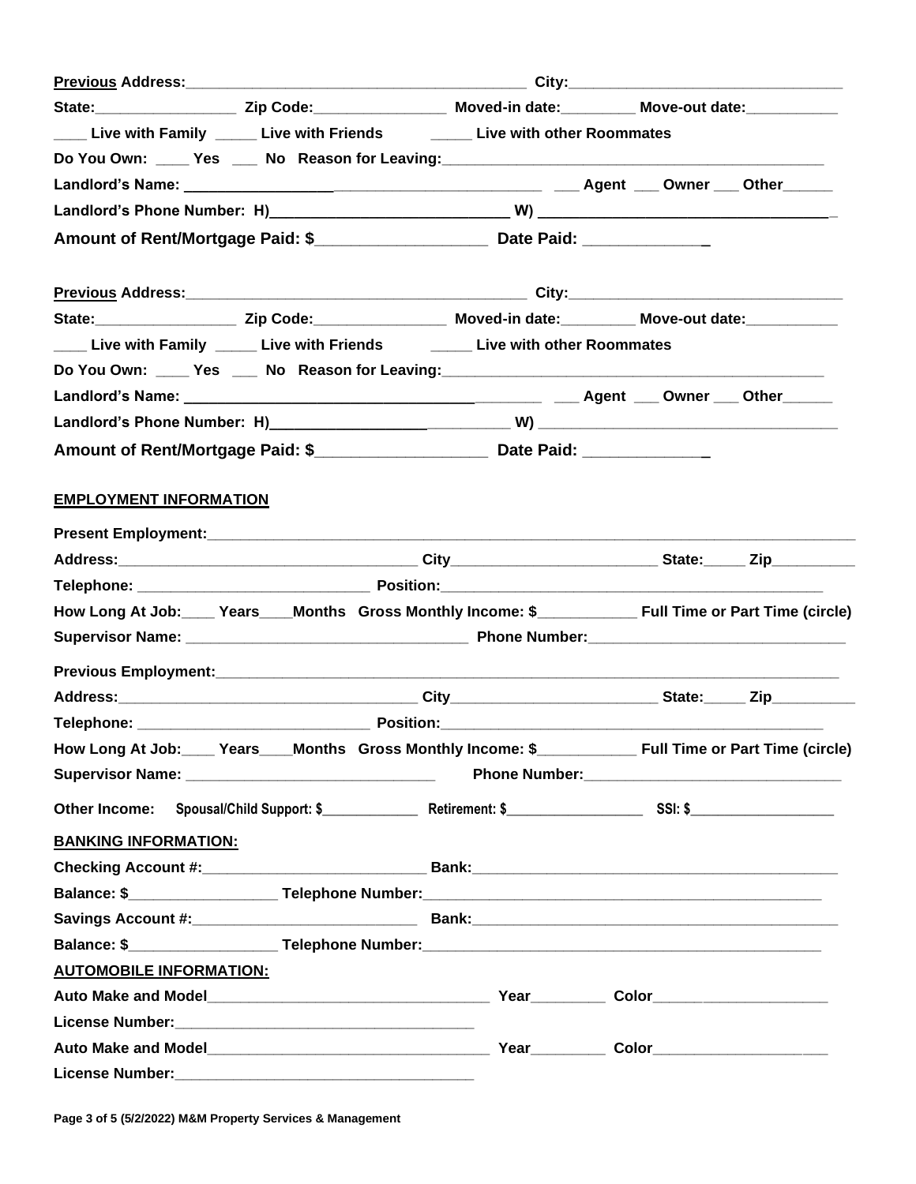**Previous Address:**__________________________________________ **City:**_________________________________

**State:**_________________ **Zip Code:**________________ **Moved-in date:**_________ **Move-out date:**___________

____ **Live with Family** _____ **Live with Friends** _____ **Live with other Roommates**

**Do You Own:** ____ **Yes** ___ **No** **Reason for Leaving:**_______________________________________________

**Landlord's Name:** __________________________________________ ___ **Agent** ___ **Owner** ___ **Other**______

**Landlord's Phone Number: H)**____________________________ **W)** __________________________________

**Amount of Rent/Mortgage Paid: $**____________________ **Date Paid:** ______________

**Previous Address:**__________________________________________ **City:**_________________________________

**State:**_________________ **Zip Code:**________________ **Moved-in date:**_________ **Move-out date:**___________

____ **Live with Family** _____ **Live with Friends** _____ **Live with other Roommates**

**Do You Own:** ____ **Yes** ___ **No** **Reason for Leaving:**_______________________________________________

**Landlord's Name:** __________________________________________ ___ **Agent** ___ **Owner** ___ **Other**______

**Landlord's Phone Number: H)**____________________________ **W)** __________________________________

**Amount of Rent/Mortgage Paid: $**____________________ **Date Paid:** ______________

**EMPLOYMENT INFORMATION**

**Present Employment:**___________________________________________________________________________

**Address:**______________________________________ **City**_________________________ **State:**_____ **Zip**__________

**Telephone:** ____________________________ **Position:**______________________________________________

**How Long At Job:**____ **Years**____**Months** **Gross Monthly Income: $**____________ **Full Time or Part Time (circle)**

**Supervisor Name:** __________________________________ **Phone Number:**_______________________________

**Previous Employment:**_________________________________________________________________________

**Address:**______________________________________ **City**_________________________ **State:**_____ **Zip**__________

**Telephone:** ____________________________ **Position:**______________________________________________

**How Long At Job:**____ **Years**____**Months** **Gross Monthly Income: $**____________ **Full Time or Part Time (circle)**

**Supervisor Name:** _______________________________ **Phone Number:**_______________________________

**Other Income:** **Spousal/Child Support: $**______________ **Retirement: $**____________________ **SSI: $**_____________________

**BANKING INFORMATION:**

**Checking Account #:**___________________________ **Bank:**_____________________________________________

**Balance: $**__________________ **Telephone Number:**__________________________________________________

**Savings Account #:**___________________________ **Bank:**_____________________________________________

**Balance: $**__________________ **Telephone Number:**__________________________________________________

**AUTOMOBILE INFORMATION:**

**Auto Make and Model**__________________________________ **Year**_________ **Color**_____________________

**License Number:**_____________________________________

**Auto Make and Model**__________________________________ **Year**_________ **Color**_____________________

**License Number:**_____________________________________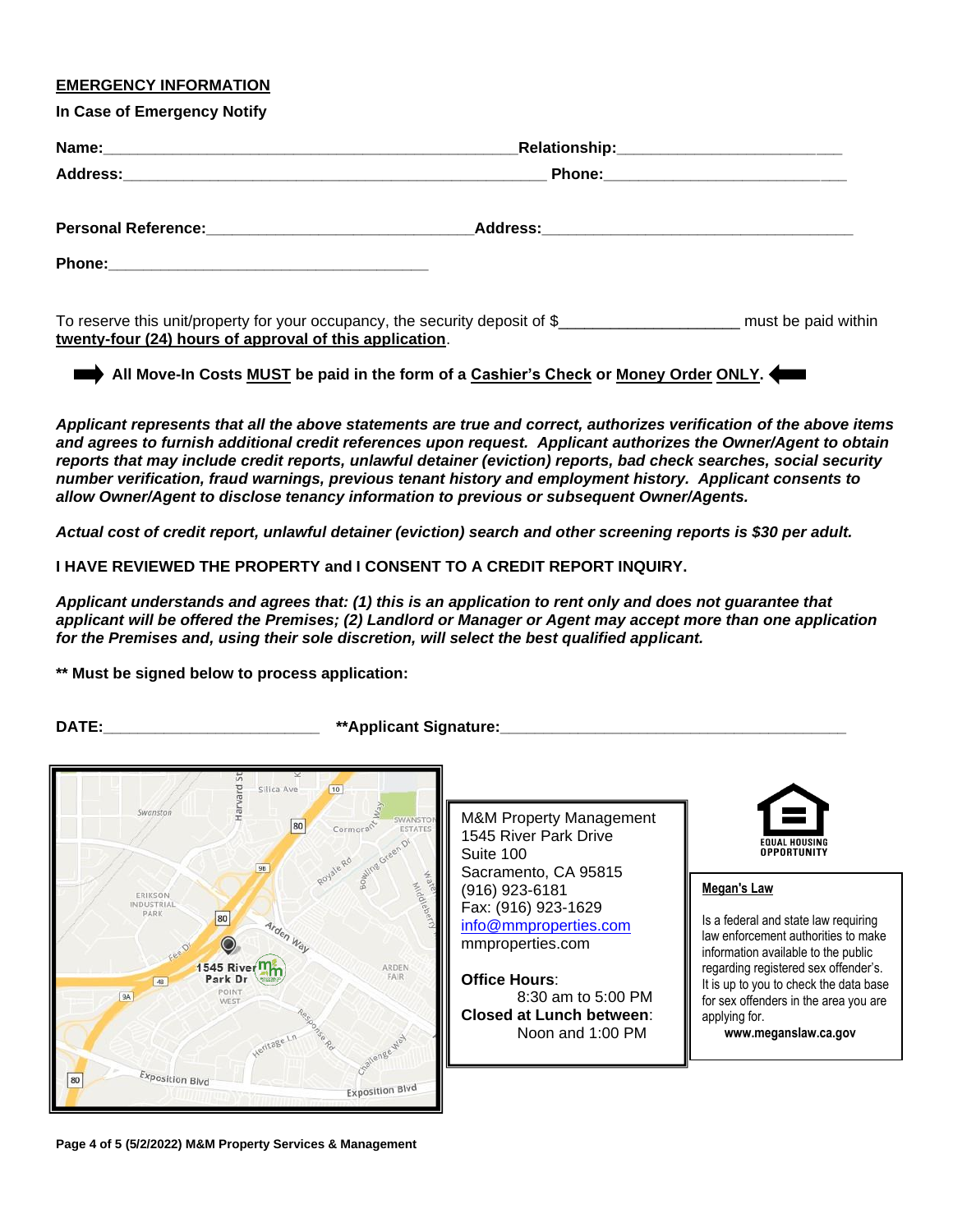**EMERGENCY INFORMATION**

**In Case of Emergency Notify**

**Name:**_______________________________________________ **Relationship:**________________________

**Address:**_______________________________________________ **Phone:**___________________________

**Personal Reference:**______________________________ **Address:**___________________________________

**Phone:**_____________________________________

To reserve this unit/property for your occupancy, the security deposit of $____________________ must be paid within **twenty-four (24) hours of approval of this application**.

➡ **All Move-In Costs MUST be paid in the form of a Cashier's Check or Money Order ONLY.** ⬅

***Applicant represents that all the above statements are true and correct, authorizes verification of the above items and agrees to furnish additional credit references upon request. Applicant authorizes the Owner/Agent to obtain reports that may include credit reports, unlawful detainer (eviction) reports, bad check searches, social security number verification, fraud warnings, previous tenant history and employment history. Applicant consents to allow Owner/Agent to disclose tenancy information to previous or subsequent Owner/Agents.***

***Actual cost of credit report, unlawful detainer (eviction) search and other screening reports is $30 per adult.***

**I HAVE REVIEWED THE PROPERTY and I CONSENT TO A CREDIT REPORT INQUIRY.**

***Applicant understands and agrees that: (1) this is an application to rent only and does not guarantee that applicant will be offered the Premises; (2) Landlord or Manager or Agent may accept more than one application for the Premises and, using their sole discretion, will select the best qualified applicant.***

**** Must be signed below to process application:**

**DATE:**_________________________ ****Applicant Signature:**________________________________________

M&M Property Management
1545 River Park Drive
Suite 100
Sacramento, CA 95815
(916) 923-6181
Fax: (916) 923-1629
info@mmproperties.com
mmproperties.com

**Office Hours**:
8:30 am to 5:00 PM
**Closed at Lunch between**:
Noon and 1:00 PM

EQUAL HOUSING OPPORTUNITY

**Megan's Law**

Is a federal and state law requiring law enforcement authorities to make information available to the public regarding registered sex offender's. It is up to you to check the data base for sex offenders in the area you are applying for.

**www.meganslaw.ca.gov**